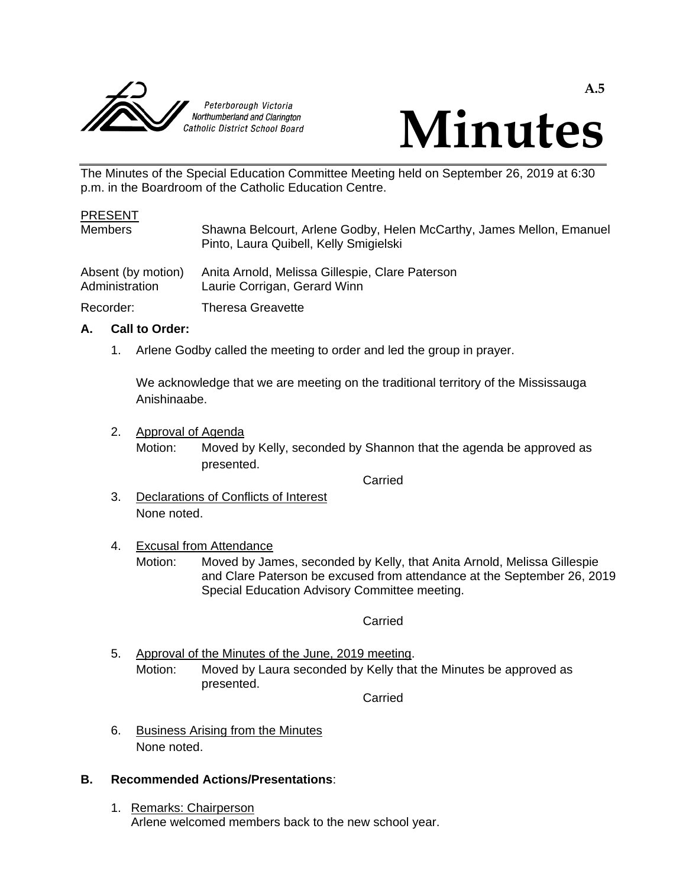A.5

Peterborough Victoria Northumberland and Clarington Catholic District School Board

# Minutes

The Minutes of the Special Education Committee Meeting held on September 26, 2019 at 6:30 p.m. in the Boardroom of the Catholic Education Centre.

PRESENT

| | |
|---|---|
| Members | Shawna Belcourt, Arlene Godby, Helen McCarthy, James Mellon, Emanuel Pinto, Laura Quibell, Kelly Smigielski |
| Absent (by motion) | Anita Arnold, Melissa Gillespie, Clare Paterson |
| Administration | Laurie Corrigan, Gerard Winn |
| Recorder: | Theresa Greavette |

**A. Call to Order:**

1. Arlene Godby called the meeting to order and led the group in prayer.

   We acknowledge that we are meeting on the traditional territory of the Mississauga Anishinaabe.

2. Approval of Agenda

   Motion: Moved by Kelly, seconded by Shannon that the agenda be approved as presented.

   Carried

3. Declarations of Conflicts of Interest

   None noted.

4. Excusal from Attendance

   Motion: Moved by James, seconded by Kelly, that Anita Arnold, Melissa Gillespie and Clare Paterson be excused from attendance at the September 26, 2019 Special Education Advisory Committee meeting.

   Carried

5. Approval of the Minutes of the June, 2019 meeting.

   Motion: Moved by Laura seconded by Kelly that the Minutes be approved as presented.

   Carried

6. Business Arising from the Minutes

   None noted.

**B. Recommended Actions/Presentations:**

1. Remarks: Chairperson

   Arlene welcomed members back to the new school year.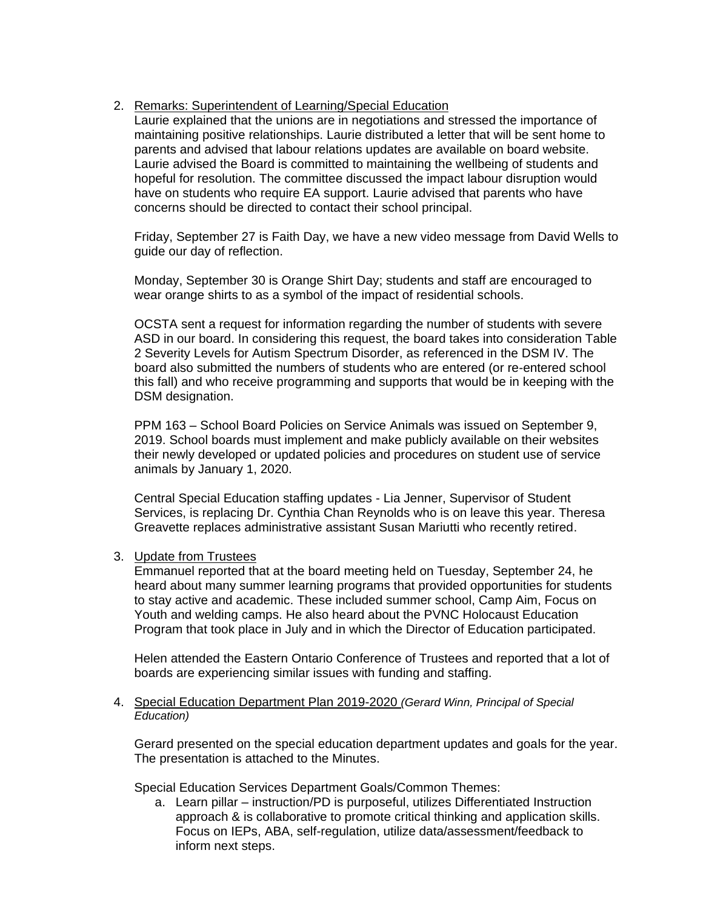2. <u>Remarks: Superintendent of Learning/Special Education</u>
   Laurie explained that the unions are in negotiations and stressed the importance of maintaining positive relationships. Laurie distributed a letter that will be sent home to parents and advised that labour relations updates are available on board website. Laurie advised the Board is committed to maintaining the wellbeing of students and hopeful for resolution. The committee discussed the impact labour disruption would have on students who require EA support. Laurie advised that parents who have concerns should be directed to contact their school principal.

   Friday, September 27 is Faith Day, we have a new video message from David Wells to guide our day of reflection.

   Monday, September 30 is Orange Shirt Day; students and staff are encouraged to wear orange shirts to as a symbol of the impact of residential schools.

   OCSTA sent a request for information regarding the number of students with severe ASD in our board. In considering this request, the board takes into consideration Table 2 Severity Levels for Autism Spectrum Disorder, as referenced in the DSM IV. The board also submitted the numbers of students who are entered (or re-entered school this fall) and who receive programming and supports that would be in keeping with the DSM designation.

   PPM 163 – School Board Policies on Service Animals was issued on September 9, 2019. School boards must implement and make publicly available on their websites their newly developed or updated policies and procedures on student use of service animals by January 1, 2020.

   Central Special Education staffing updates - Lia Jenner, Supervisor of Student Services, is replacing Dr. Cynthia Chan Reynolds who is on leave this year. Theresa Greavette replaces administrative assistant Susan Mariutti who recently retired.

3. <u>Update from Trustees</u>
   Emmanuel reported that at the board meeting held on Tuesday, September 24, he heard about many summer learning programs that provided opportunities for students to stay active and academic. These included summer school, Camp Aim, Focus on Youth and welding camps. He also heard about the PVNC Holocaust Education Program that took place in July and in which the Director of Education participated.

   Helen attended the Eastern Ontario Conference of Trustees and reported that a lot of boards are experiencing similar issues with funding and staffing.

4. <u>Special Education Department Plan 2019-2020</u> *(Gerard Winn, Principal of Special Education)*

   Gerard presented on the special education department updates and goals for the year. The presentation is attached to the Minutes.

   Special Education Services Department Goals/Common Themes:

   a. Learn pillar – instruction/PD is purposeful, utilizes Differentiated Instruction approach & is collaborative to promote critical thinking and application skills. Focus on IEPs, ABA, self-regulation, utilize data/assessment/feedback to inform next steps.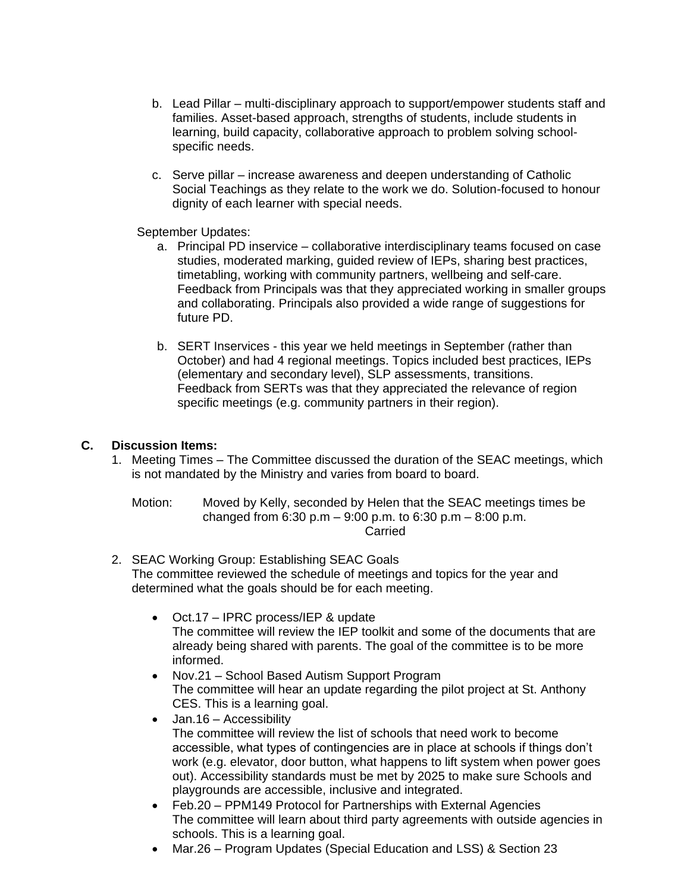b. Lead Pillar – multi-disciplinary approach to support/empower students staff and families. Asset-based approach, strengths of students, include students in learning, build capacity, collaborative approach to problem solving school-specific needs.

c. Serve pillar – increase awareness and deepen understanding of Catholic Social Teachings as they relate to the work we do. Solution-focused to honour dignity of each learner with special needs.

September Updates:

a. Principal PD inservice – collaborative interdisciplinary teams focused on case studies, moderated marking, guided review of IEPs, sharing best practices, timetabling, working with community partners, wellbeing and self-care. Feedback from Principals was that they appreciated working in smaller groups and collaborating. Principals also provided a wide range of suggestions for future PD.

b. SERT Inservices - this year we held meetings in September (rather than October) and had 4 regional meetings. Topics included best practices, IEPs (elementary and secondary level), SLP assessments, transitions. Feedback from SERTs was that they appreciated the relevance of region specific meetings (e.g. community partners in their region).

## C. Discussion Items:

1. Meeting Times – The Committee discussed the duration of the SEAC meetings, which is not mandated by the Ministry and varies from board to board.

   Motion: Moved by Kelly, seconded by Helen that the SEAC meetings times be changed from 6:30 p.m – 9:00 p.m. to 6:30 p.m – 8:00 p.m.

   Carried

2. SEAC Working Group: Establishing SEAC Goals
   The committee reviewed the schedule of meetings and topics for the year and determined what the goals should be for each meeting.

   - Oct.17 – IPRC process/IEP & update
     The committee will review the IEP toolkit and some of the documents that are already being shared with parents. The goal of the committee is to be more informed.
   - Nov.21 – School Based Autism Support Program
     The committee will hear an update regarding the pilot project at St. Anthony CES. This is a learning goal.
   - Jan.16 – Accessibility
     The committee will review the list of schools that need work to become accessible, what types of contingencies are in place at schools if things don't work (e.g. elevator, door button, what happens to lift system when power goes out). Accessibility standards must be met by 2025 to make sure Schools and playgrounds are accessible, inclusive and integrated.
   - Feb.20 – PPM149 Protocol for Partnerships with External Agencies
     The committee will learn about third party agreements with outside agencies in schools. This is a learning goal.
   - Mar.26 – Program Updates (Special Education and LSS) & Section 23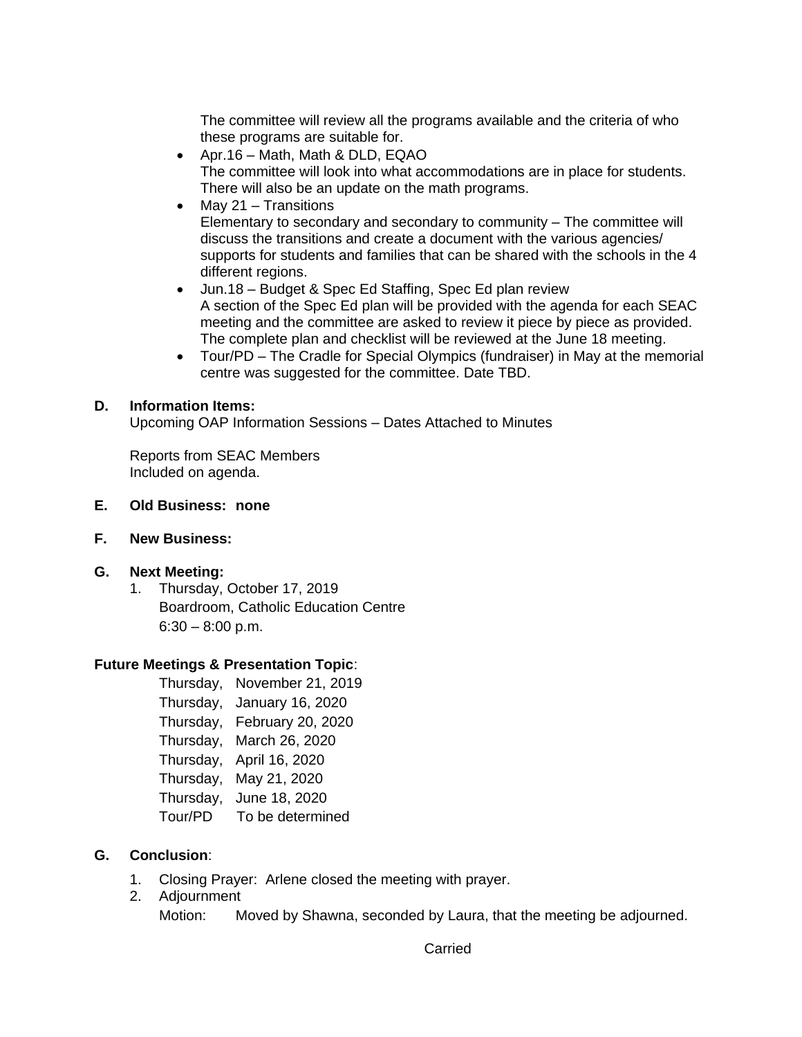The committee will review all the programs available and the criteria of who these programs are suitable for.

- Apr.16 – Math, Math & DLD, EQAO
  The committee will look into what accommodations are in place for students. There will also be an update on the math programs.
- May 21 – Transitions
  Elementary to secondary and secondary to community – The committee will discuss the transitions and create a document with the various agencies/ supports for students and families that can be shared with the schools in the 4 different regions.
- Jun.18 – Budget & Spec Ed Staffing, Spec Ed plan review
  A section of the Spec Ed plan will be provided with the agenda for each SEAC meeting and the committee are asked to review it piece by piece as provided. The complete plan and checklist will be reviewed at the June 18 meeting.
- Tour/PD – The Cradle for Special Olympics (fundraiser) in May at the memorial centre was suggested for the committee. Date TBD.

**D. Information Items:**

Upcoming OAP Information Sessions – Dates Attached to Minutes

Reports from SEAC Members
Included on agenda.

**E. Old Business: none**

**F. New Business:**

**G. Next Meeting:**

1. Thursday, October 17, 2019
   Boardroom, Catholic Education Centre
   6:30 – 8:00 p.m.

**Future Meetings & Presentation Topic**:

Thursday, November 21, 2019
Thursday, January 16, 2020
Thursday, February 20, 2020
Thursday, March 26, 2020
Thursday, April 16, 2020
Thursday, May 21, 2020
Thursday, June 18, 2020
Tour/PD To be determined

**G. Conclusion**:

1. Closing Prayer: Arlene closed the meeting with prayer.
2. Adjournment
   Motion: Moved by Shawna, seconded by Laura, that the meeting be adjourned.

Carried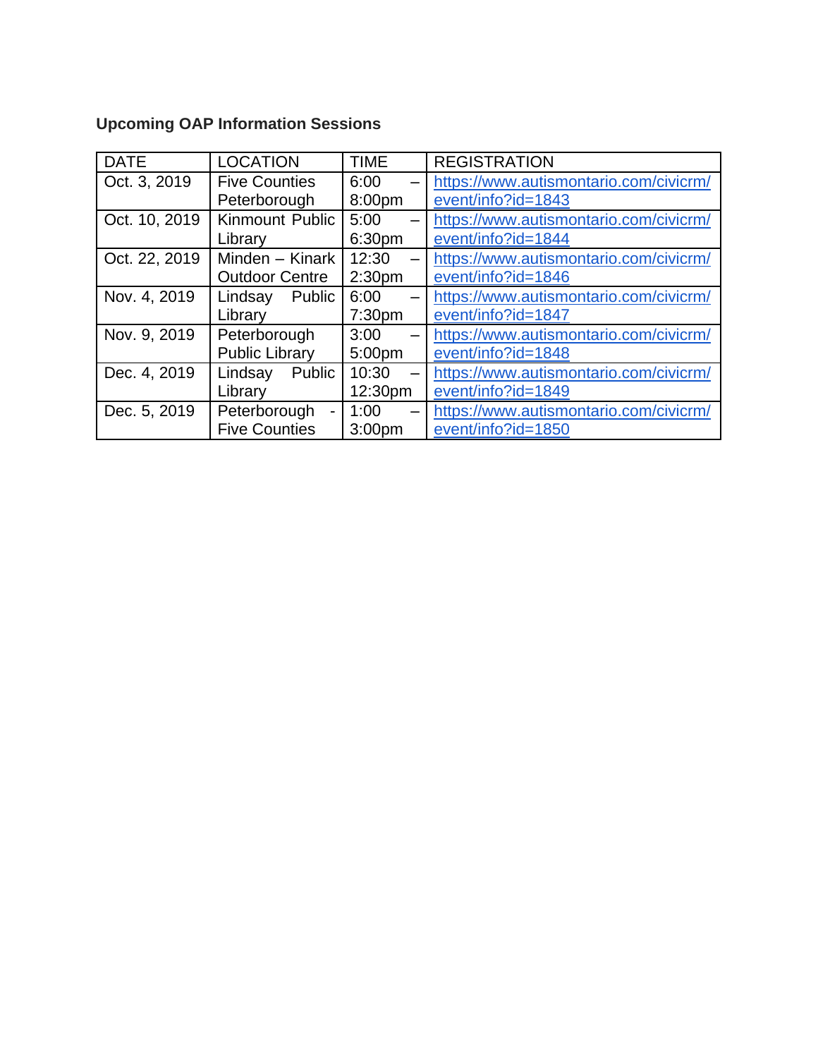**Upcoming OAP Information Sessions**

| DATE | LOCATION | TIME | REGISTRATION |
|---|---|---|---|
| Oct. 3, 2019 | Five Counties Peterborough | 6:00 – 8:00pm | https://www.autismontario.com/civicrm/event/info?id=1843 |
| Oct. 10, 2019 | Kinmount Public Library | 5:00 – 6:30pm | https://www.autismontario.com/civicrm/event/info?id=1844 |
| Oct. 22, 2019 | Minden – Kinark Outdoor Centre | 12:30 – 2:30pm | https://www.autismontario.com/civicrm/event/info?id=1846 |
| Nov. 4, 2019 | Lindsay Public Library | 6:00 – 7:30pm | https://www.autismontario.com/civicrm/event/info?id=1847 |
| Nov. 9, 2019 | Peterborough Public Library | 3:00 – 5:00pm | https://www.autismontario.com/civicrm/event/info?id=1848 |
| Dec. 4, 2019 | Lindsay Public Library | 10:30 – 12:30pm | https://www.autismontario.com/civicrm/event/info?id=1849 |
| Dec. 5, 2019 | Peterborough - Five Counties | 1:00 – 3:00pm | https://www.autismontario.com/civicrm/event/info?id=1850 |